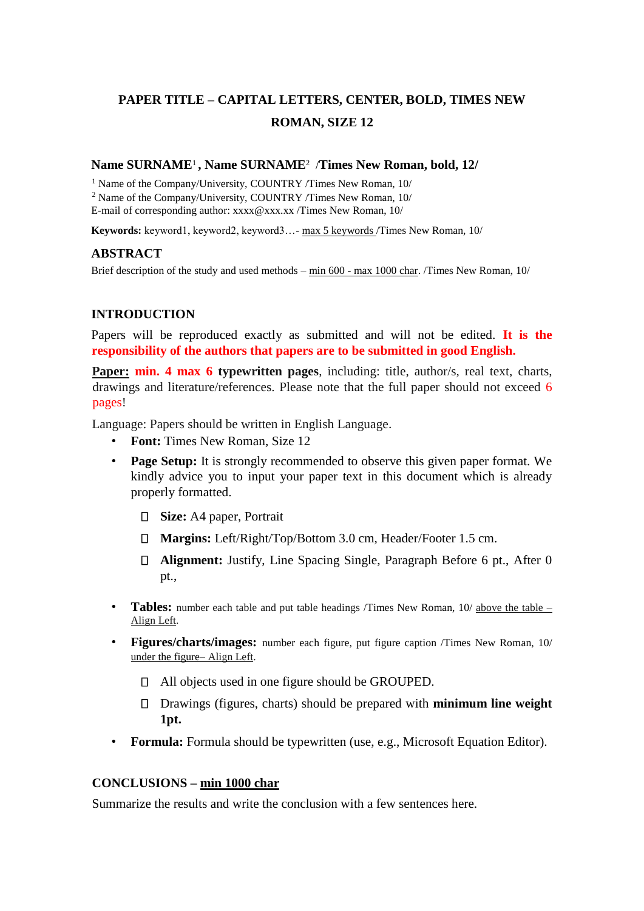# PAPER TITLE – CAPITAL LETTERS, CENTER, BOLD, TIMES NEW ROMAN, SIZE 12

**Name SURNAME[1] , Name SURNAME[2] /Times New Roman, bold, 12/**

[1] Name of the Company/University, COUNTRY /Times New Roman, 10/
[2] Name of the Company/University, COUNTRY /Times New Roman, 10/
E-mail of corresponding author: xxxx@xxx.xx /Times New Roman, 10/

**Keywords:** keyword1, keyword2, keyword3…- max 5 keywords /Times New Roman, 10/

## ABSTRACT

Brief description of the study and used methods – min 600 - max 1000 char. /Times New Roman, 10/

## INTRODUCTION

Papers will be reproduced exactly as submitted and will not be edited. **It is the responsibility of the authors that papers are to be submitted in good English.**

**Paper: min. 4 max 6 typewritten pages**, including: title, author/s, real text, charts, drawings and literature/references. Please note that the full paper should not exceed 6 pages!

Language: Papers should be written in English Language.

- **Font:** Times New Roman, Size 12
- **Page Setup:** It is strongly recommended to observe this given paper format. We kindly advice you to input your paper text in this document which is already properly formatted.
  - **Size:** A4 paper, Portrait
  - **Margins:** Left/Right/Top/Bottom 3.0 cm, Header/Footer 1.5 cm.
  - **Alignment:** Justify, Line Spacing Single, Paragraph Before 6 pt., After 0 pt.,
- **Tables:** number each table and put table headings /Times New Roman, 10/ above the table – Align Left.
- **Figures/charts/images:** number each figure, put figure caption /Times New Roman, 10/ under the figure– Align Left.
  - All objects used in one figure should be GROUPED.
  - Drawings (figures, charts) should be prepared with **minimum line weight 1pt.**
- **Formula:** Formula should be typewritten (use, e.g., Microsoft Equation Editor).

## CONCLUSIONS – min 1000 char

Summarize the results and write the conclusion with a few sentences here.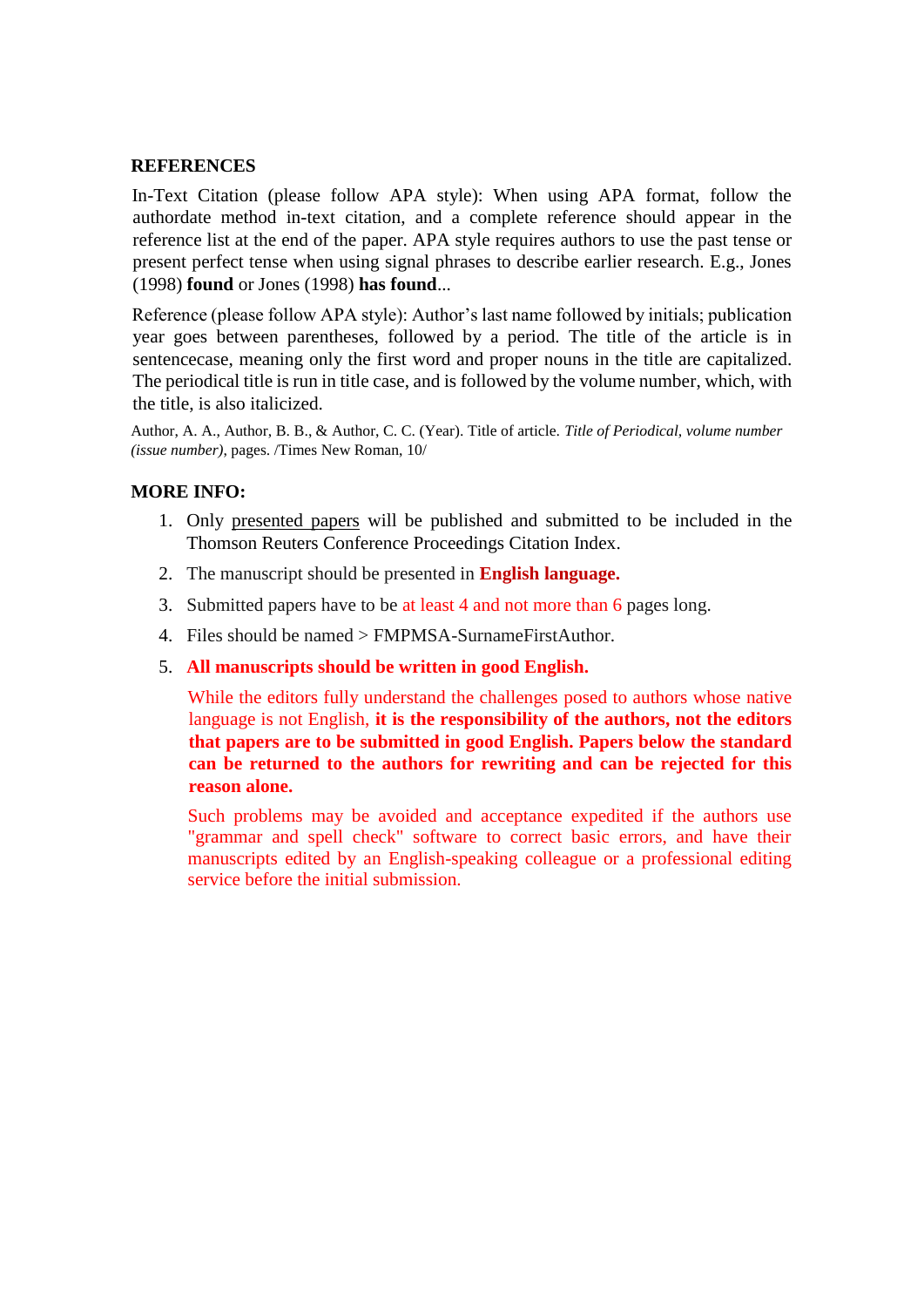**REFERENCES**

In-Text Citation (please follow APA style): When using APA format, follow the authordate method in-text citation, and a complete reference should appear in the reference list at the end of the paper. APA style requires authors to use the past tense or present perfect tense when using signal phrases to describe earlier research. E.g., Jones (1998) **found** or Jones (1998) **has found**...

Reference (please follow APA style): Author's last name followed by initials; publication year goes between parentheses, followed by a period. The title of the article is in sentencecase, meaning only the first word and proper nouns in the title are capitalized. The periodical title is run in title case, and is followed by the volume number, which, with the title, is also italicized.

Author, A. A., Author, B. B., & Author, C. C. (Year). Title of article. *Title of Periodical, volume number (issue number)*, pages. /Times New Roman, 10/

**MORE INFO:**

1. Only presented papers will be published and submitted to be included in the Thomson Reuters Conference Proceedings Citation Index.
2. The manuscript should be presented in **English language.**
3. Submitted papers have to be at least 4 and not more than 6 pages long.
4. Files should be named > FMPMSA-SurnameFirstAuthor.
5. **All manuscripts should be written in good English.**

   While the editors fully understand the challenges posed to authors whose native language is not English, **it is the responsibility of the authors, not the editors that papers are to be submitted in good English. Papers below the standard can be returned to the authors for rewriting and can be rejected for this reason alone.**

   Such problems may be avoided and acceptance expedited if the authors use "grammar and spell check" software to correct basic errors, and have their manuscripts edited by an English-speaking colleague or a professional editing service before the initial submission.